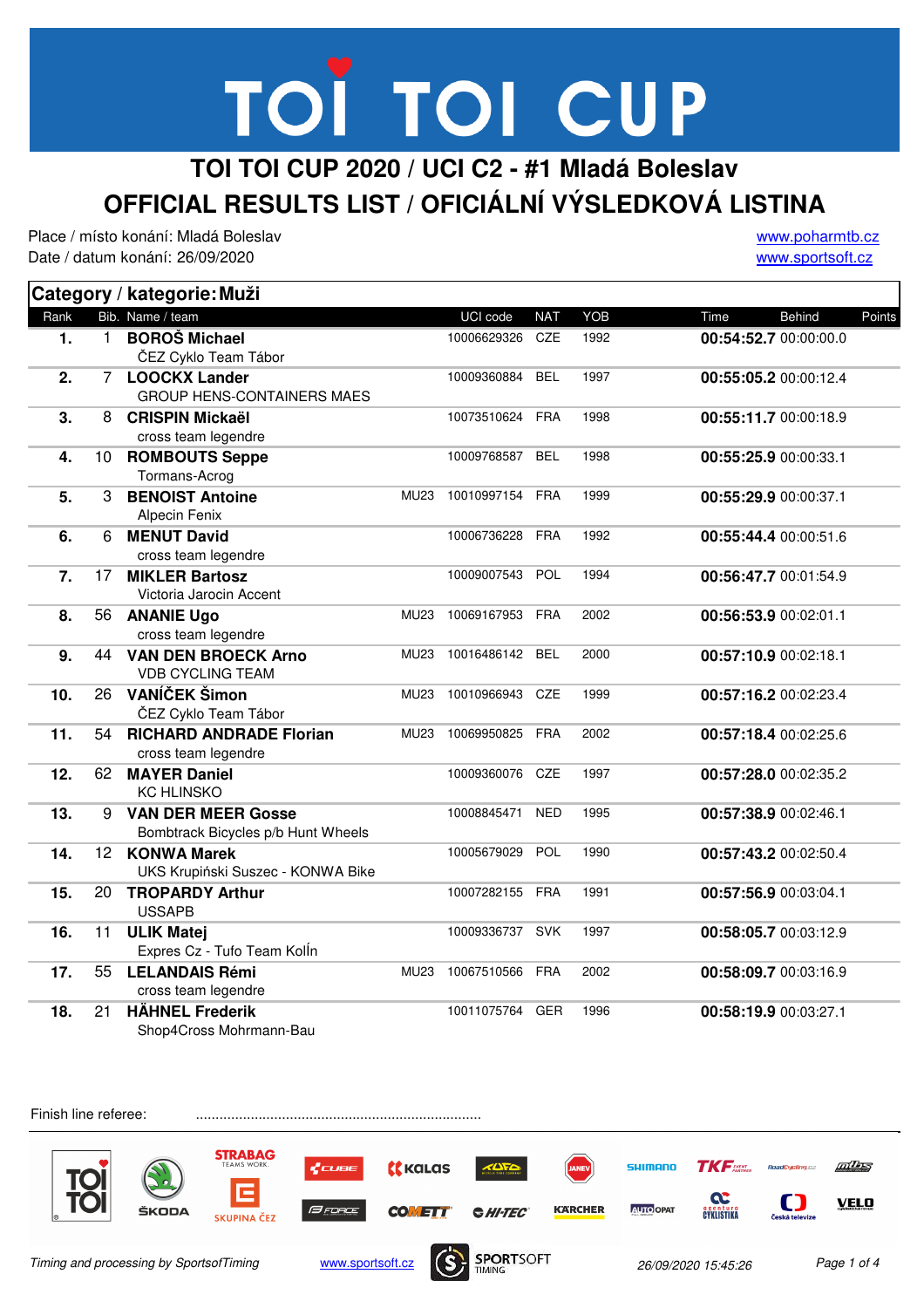# TOI TOI CUP

## TOI TOI CUP 2020 / UCI C2 - #1 Mladá Boleslav

## OFFICIAL RESULTS LIST / OFICIÁLNÍ VÝSLEDKOVÁ LISTINA

Place / místo konání: Mladá Boleslav
Date / datum konání: 26/09/2020

www.poharmtb.cz
www.sportsoft.cz

### Category / kategorie: Muži

| Rank | Bib. | Name / team | | UCI code | NAT | YOB | Time | Behind | Points |
|---|---|---|---|---|---|---|---|---|---|
| 1. | 1 | **BOROŠ Michael**<br>ČEZ Cyklo Team Tábor | | 10006629326 | CZE | 1992 | **00:54:52.7** | 00:00:00.0 | |
| 2. | 7 | **LOOCKX Lander**<br>GROUP HENS-CONTAINERS MAES | | 10009360884 | BEL | 1997 | **00:55:05.2** | 00:00:12.4 | |
| 3. | 8 | **CRISPIN Mickaël**<br>cross team legendre | | 10073510624 | FRA | 1998 | **00:55:11.7** | 00:00:18.9 | |
| 4. | 10 | **ROMBOUTS Seppe**<br>Tormans-Acrog | | 10009768587 | BEL | 1998 | **00:55:25.9** | 00:00:33.1 | |
| 5. | 3 | **BENOIST Antoine**<br>Alpecin Fenix | MU23 | 10010997154 | FRA | 1999 | **00:55:29.9** | 00:00:37.1 | |
| 6. | 6 | **MENUT David**<br>cross team legendre | | 10006736228 | FRA | 1992 | **00:55:44.4** | 00:00:51.6 | |
| 7. | 17 | **MIKLER Bartosz**<br>Victoria Jarocin Accent | | 10009007543 | POL | 1994 | **00:56:47.7** | 00:01:54.9 | |
| 8. | 56 | **ANANIE Ugo**<br>cross team legendre | MU23 | 10069167953 | FRA | 2002 | **00:56:53.9** | 00:02:01.1 | |
| 9. | 44 | **VAN DEN BROECK Arno**<br>VDB CYCLING TEAM | MU23 | 10016486142 | BEL | 2000 | **00:57:10.9** | 00:02:18.1 | |
| 10. | 26 | **VANÍČEK Šimon**<br>ČEZ Cyklo Team Tábor | MU23 | 10010966943 | CZE | 1999 | **00:57:16.2** | 00:02:23.4 | |
| 11. | 54 | **RICHARD ANDRADE Florian**<br>cross team legendre | MU23 | 10069950825 | FRA | 2002 | **00:57:18.4** | 00:02:25.6 | |
| 12. | 62 | **MAYER Daniel**<br>KC HLINSKO | | 10009360076 | CZE | 1997 | **00:57:28.0** | 00:02:35.2 | |
| 13. | 9 | **VAN DER MEER Gosse**<br>Bombtrack Bicycles p/b Hunt Wheels | | 10008845471 | NED | 1995 | **00:57:38.9** | 00:02:46.1 | |
| 14. | 12 | **KONWA Marek**<br>UKS Krupiński Suszec - KONWA Bike | | 10005679029 | POL | 1990 | **00:57:43.2** | 00:02:50.4 | |
| 15. | 20 | **TROPARDY Arthur**<br>USSAPB | | 10007282155 | FRA | 1991 | **00:57:56.9** | 00:03:04.1 | |
| 16. | 11 | **ULIK Matej**<br>Expres Cz - Tufo Team Kolĺn | | 10009336737 | SVK | 1997 | **00:58:05.7** | 00:03:12.9 | |
| 17. | 55 | **LELANDAIS Rémi**<br>cross team legendre | MU23 | 10067510566 | FRA | 2002 | **00:58:09.7** | 00:03:16.9 | |
| 18. | 21 | **HÄHNEL Frederik**<br>Shop4Cross Mohrmann-Bau | | 10011075764 | GER | 1996 | **00:58:19.9** | 00:03:27.1 | |

Finish line referee: ........................................................................

*Timing and processing by SportsofTiming* www.sportsoft.cz 26/09/2020 15:45:26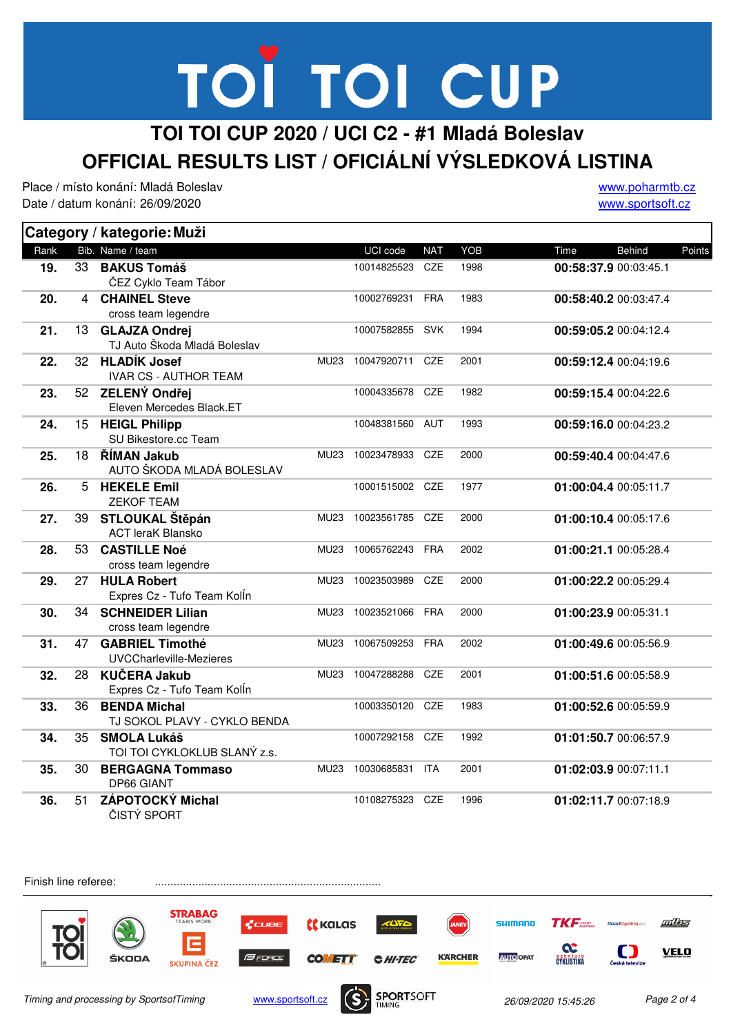# TOI TOI CUP 2020 / UCI C2 - #1 Mladá Boleslav

# OFFICIAL RESULTS LIST / OFICIÁLNÍ VÝSLEDKOVÁ LISTINA

Place / místo konání: Mladá Boleslav
Date / datum konání: 26/09/2020

www.poharmtb.cz
www.sportsoft.cz

## Category / kategorie: Muži

| Rank | Bib. | Name / team | | UCI code | NAT | YOB | Time | Behind | Points |
|---|---|---|---|---|---|---|---|---|---|
| **19.** | 33 | **BAKUS Tomáš**<br>ČEZ Cyklo Team Tábor | | 10014825523 | CZE | 1998 | **00:58:37.9** | 00:03:45.1 | |
| **20.** | 4 | **CHAINEL Steve**<br>cross team legendre | | 10002769231 | FRA | 1983 | **00:58:40.2** | 00:03:47.4 | |
| **21.** | 13 | **GLAJZA Ondrej**<br>TJ Auto Škoda Mladá Boleslav | | 10007582855 | SVK | 1994 | **00:59:05.2** | 00:04:12.4 | |
| **22.** | 32 | **HLADÍK Josef**<br>IVAR CS - AUTHOR TEAM | MU23 | 10047920711 | CZE | 2001 | **00:59:12.4** | 00:04:19.6 | |
| **23.** | 52 | **ZELENÝ Ondřej**<br>Eleven Mercedes Black.ET | | 10004335678 | CZE | 1982 | **00:59:15.4** | 00:04:22.6 | |
| **24.** | 15 | **HEIGL Philipp**<br>SU Bikestore.cc Team | | 10048381560 | AUT | 1993 | **00:59:16.0** | 00:04:23.2 | |
| **25.** | 18 | **ŘÍMAN Jakub**<br>AUTO ŠKODA MLADÁ BOLESLAV | MU23 | 10023478933 | CZE | 2000 | **00:59:40.4** | 00:04:47.6 | |
| **26.** | 5 | **HEKELE Emil**<br>ZEKOF TEAM | | 10001515002 | CZE | 1977 | **01:00:04.4** | 00:05:11.7 | |
| **27.** | 39 | **STLOUKAL Štěpán**<br>ACT leraK Blansko | MU23 | 10023561785 | CZE | 2000 | **01:00:10.4** | 00:05:17.6 | |
| **28.** | 53 | **CASTILLE Noé**<br>cross team legendre | MU23 | 10065762243 | FRA | 2002 | **01:00:21.1** | 00:05:28.4 | |
| **29.** | 27 | **HULA Robert**<br>Expres Cz - Tufo Team Kolĺn | MU23 | 10023503989 | CZE | 2000 | **01:00:22.2** | 00:05:29.4 | |
| **30.** | 34 | **SCHNEIDER Lilian**<br>cross team legendre | MU23 | 10023521066 | FRA | 2000 | **01:00:23.9** | 00:05:31.1 | |
| **31.** | 47 | **GABRIEL Timothé**<br>UVCCharleville-Mezieres | MU23 | 10067509253 | FRA | 2002 | **01:00:49.6** | 00:05:56.9 | |
| **32.** | 28 | **KUČERA Jakub**<br>Expres Cz - Tufo Team Kolĺn | MU23 | 10047288288 | CZE | 2001 | **01:00:51.6** | 00:05:58.9 | |
| **33.** | 36 | **BENDA Michal**<br>TJ SOKOL PLAVY - CYKLO BENDA | | 10003350120 | CZE | 1983 | **01:00:52.6** | 00:05:59.9 | |
| **34.** | 35 | **SMOLA Lukáš**<br>TOI TOI CYKLOKLUB SLANÝ z.s. | | 10007292158 | CZE | 1992 | **01:01:50.7** | 00:06:57.9 | |
| **35.** | 30 | **BERGAGNA Tommaso**<br>DP66 GIANT | MU23 | 10030685831 | ITA | 2001 | **01:02:03.9** | 00:07:11.1 | |
| **36.** | 51 | **ZÁPOTOCKÝ Michal**<br>ČISTÝ SPORT | | 10108275323 | CZE | 1996 | **01:02:11.7** | 00:07:18.9 | |

Finish line referee: ..........................................................................

*Timing and processing by SportsofTiming* www.sportsoft.cz *26/09/2020 15:45:26*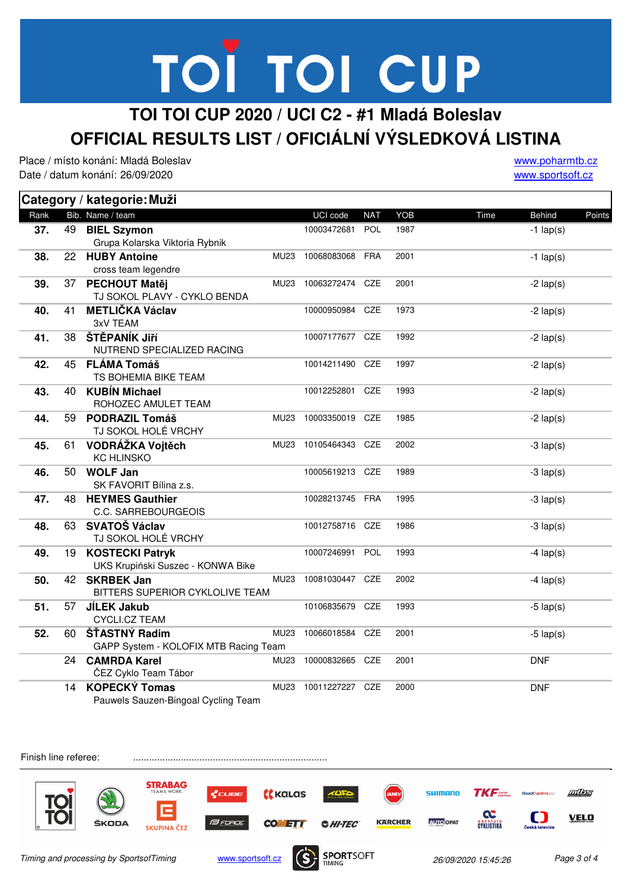# TOI TOI CUP

## TOI TOI CUP 2020 / UCI C2 - #1 Mladá Boleslav

## OFFICIAL RESULTS LIST / OFICIÁLNÍ VÝSLEDKOVÁ LISTINA

Place / místo konání: Mladá Boleslav
Date / datum konání: 26/09/2020

www.poharmtb.cz
www.sportsoft.cz

### Category / kategorie: Muži

| Rank | Bib. | Name / team | | UCI code | NAT | YOB | Time | Behind | Points |
|---|---|---|---|---|---|---|---|---|---|
| **37.** | 49 | **BIEL Szymon**<br>Grupa Kolarska Viktoria Rybnik | | 10003472681 | POL | 1987 | | -1 lap(s) | |
| **38.** | 22 | **HUBY Antoine**<br>cross team legendre | MU23 | 10068083068 | FRA | 2001 | | -1 lap(s) | |
| **39.** | 37 | **PECHOUT Matěj**<br>TJ SOKOL PLAVY - CYKLO BENDA | MU23 | 10063272474 | CZE | 2001 | | -2 lap(s) | |
| **40.** | 41 | **METLIČKA Václav**<br>3xV TEAM | | 10000950984 | CZE | 1973 | | -2 lap(s) | |
| **41.** | 38 | **ŠTĚPANÍK Jiří**<br>NUTREND SPECIALIZED RACING | | 10007177677 | CZE | 1992 | | -2 lap(s) | |
| **42.** | 45 | **FLÁMA Tomáš**<br>TS BOHEMIA BIKE TEAM | | 10014211490 | CZE | 1997 | | -2 lap(s) | |
| **43.** | 40 | **KUBÍN Michael**<br>ROHOZEC AMULET TEAM | | 10012252801 | CZE | 1993 | | -2 lap(s) | |
| **44.** | 59 | **PODRAZIL Tomáš**<br>TJ SOKOL HOLÉ VRCHY | MU23 | 10003350019 | CZE | 1985 | | -2 lap(s) | |
| **45.** | 61 | **VODRÁŽKA Vojtěch**<br>KC HLINSKO | MU23 | 10105464343 | CZE | 2002 | | -3 lap(s) | |
| **46.** | 50 | **WOLF Jan**<br>SK FAVORIT Bílina z.s. | | 10005619213 | CZE | 1989 | | -3 lap(s) | |
| **47.** | 48 | **HEYMES Gauthier**<br>C.C. SARREBOURGEOIS | | 10028213745 | FRA | 1995 | | -3 lap(s) | |
| **48.** | 63 | **SVATOŠ Václav**<br>TJ SOKOL HOLÉ VRCHY | | 10012758716 | CZE | 1986 | | -3 lap(s) | |
| **49.** | 19 | **KOSTECKI Patryk**<br>UKS Krupiński Suszec - KONWA Bike | | 10007246991 | POL | 1993 | | -4 lap(s) | |
| **50.** | 42 | **SKRBEK Jan**<br>BITTERS SUPERIOR CYKLOLIVE TEAM | MU23 | 10081030447 | CZE | 2002 | | -4 lap(s) | |
| **51.** | 57 | **JÍLEK Jakub**<br>CYCLI.CZ TEAM | | 10106835679 | CZE | 1993 | | -5 lap(s) | |
| **52.** | 60 | **ŠŤASTNÝ Radim**<br>GAPP System - KOLOFIX MTB Racing Team | MU23 | 10066018584 | CZE | 2001 | | -5 lap(s) | |
| | 24 | **CAMRDA Karel**<br>ČEZ Cyklo Team Tábor | MU23 | 10000832665 | CZE | 2001 | | DNF | |
| | 14 | **KOPECKÝ Tomas**<br>Pauwels Sauzen-Bingoal Cycling Team | MU23 | 10011227227 | CZE | 2000 | | DNF | |

Finish line referee: .........................................................................

*Timing and processing by SportsofTiming* www.sportsoft.cz *26/09/2020 15:45:26*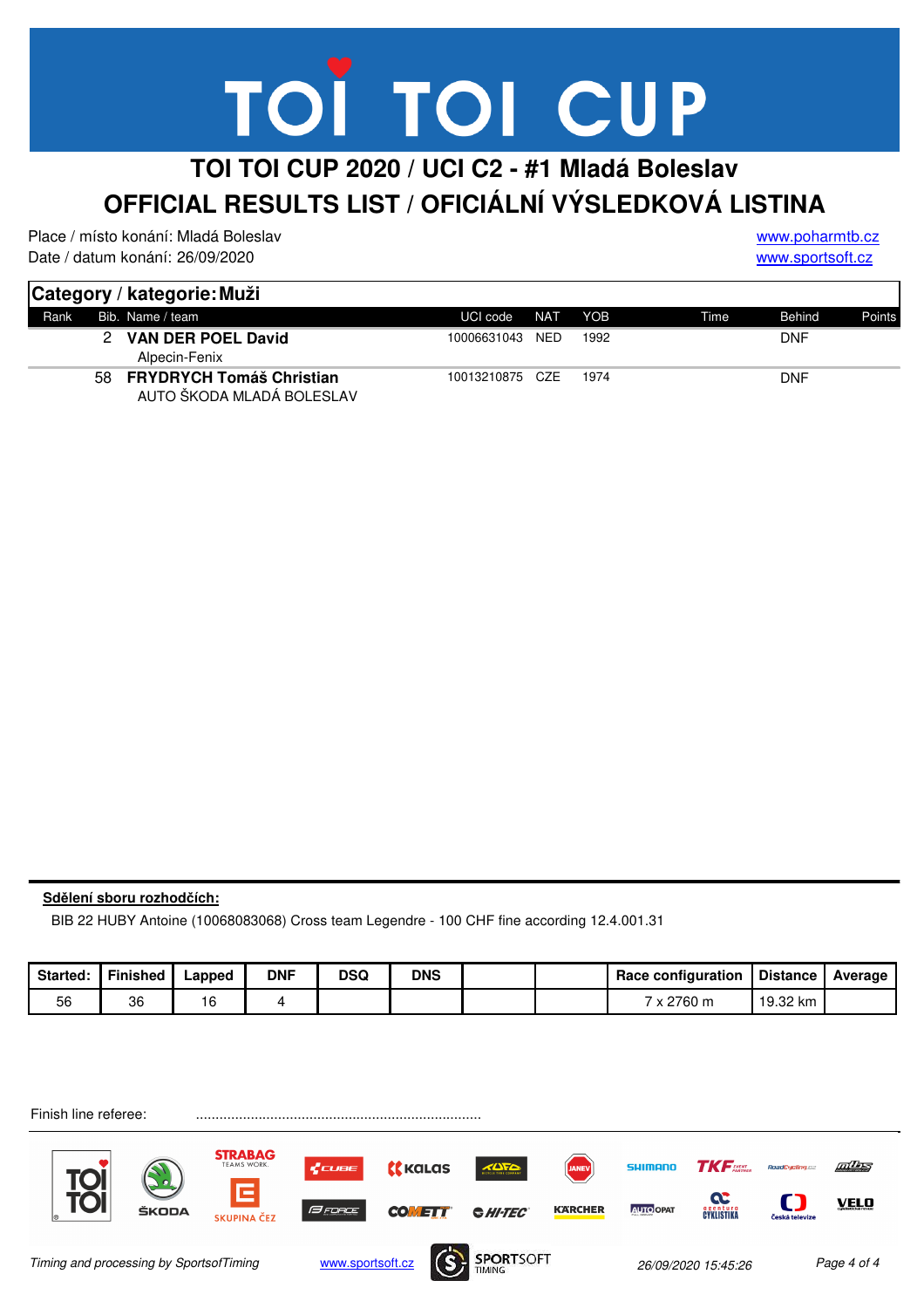# TOI TOI CUP

## TOI TOI CUP 2020 / UCI C2 - #1 Mladá Boleslav

## OFFICIAL RESULTS LIST / OFICIÁLNÍ VÝSLEDKOVÁ LISTINA

Place / místo konání: Mladá Boleslav
Date / datum konání: 26/09/2020

www.poharmtb.cz
www.sportsoft.cz

### Category / kategorie: Muži

| Rank | Bib. | Name / team | UCI code | NAT | YOB | Time | Behind | Points |
|---|---|---|---|---|---|---|---|---|
| | 2 | **VAN DER POEL David** Alpecin-Fenix | 10006631043 | NED | 1992 | | DNF | |
| | 58 | **FRYDRYCH Tomáš Christian** AUTO ŠKODA MLADÁ BOLESLAV | 10013210875 | CZE | 1974 | | DNF | |

**Sdělení sboru rozhodčích:**

BIB 22 HUBY Antoine (10068083068) Cross team Legendre - 100 CHF fine according 12.4.001.31

| Started: | Finished | Lapped | DNF | DSQ | DNS | | | Race configuration | Distance | Average |
|---|---|---|---|---|---|---|---|---|---|---|
| 56 | 36 | 16 | 4 | | | | | 7 x 2760 m | 19.32 km | |

Finish line referee: ........................................................................

Timing and processing by SportsofTiming www.sportsoft.cz 26/09/2020 15:45:26